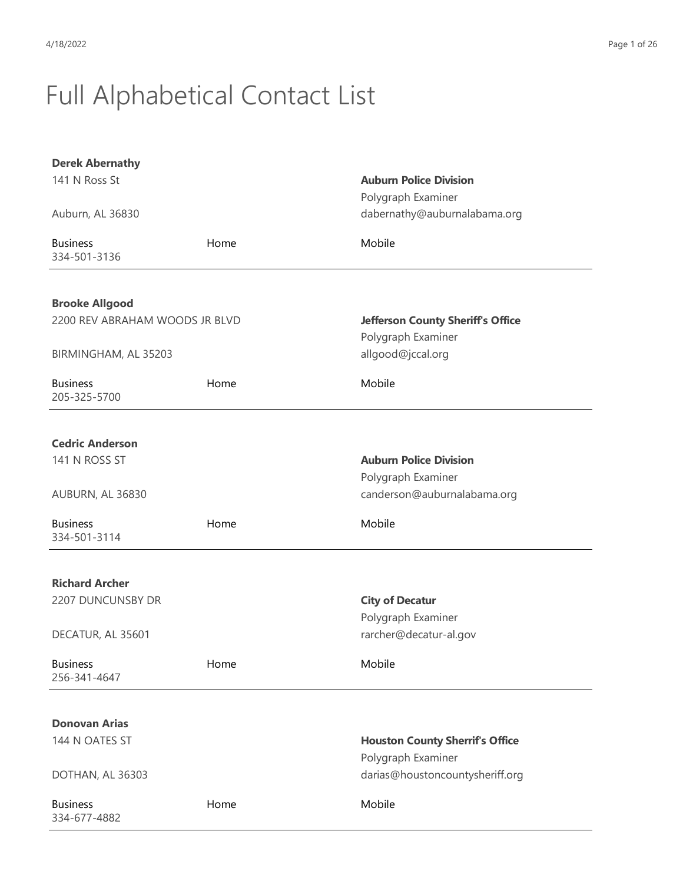# Full Alphabetical Contact List

**Derek Abernathy**
141 N Ross St

Auburn, AL 36830

**Auburn Police Division**
Polygraph Examiner
dabernathy@auburnalabama.org

| Business | Home | Mobile |
|---|---|---|
| 334-501-3136 | | |

---

**Brooke Allgood**
2200 REV ABRAHAM WOODS JR BLVD

BIRMINGHAM, AL 35203

**Jefferson County Sheriff's Office**
Polygraph Examiner
allgood@jccal.org

| Business | Home | Mobile |
|---|---|---|
| 205-325-5700 | | |

---

**Cedric Anderson**
141 N ROSS ST

AUBURN, AL 36830

**Auburn Police Division**
Polygraph Examiner
canderson@auburnalabama.org

| Business | Home | Mobile |
|---|---|---|
| 334-501-3114 | | |

---

**Richard Archer**
2207 DUNCUNSBY DR

DECATUR, AL 35601

**City of Decatur**
Polygraph Examiner
rarcher@decatur-al.gov

| Business | Home | Mobile |
|---|---|---|
| 256-341-4647 | | |

---

**Donovan Arias**
144 N OATES ST

DOTHAN, AL 36303

**Houston County Sherrif's Office**
Polygraph Examiner
darias@houstoncountysheriff.org

| Business | Home | Mobile |
|---|---|---|
| 334-677-4882 | | |

---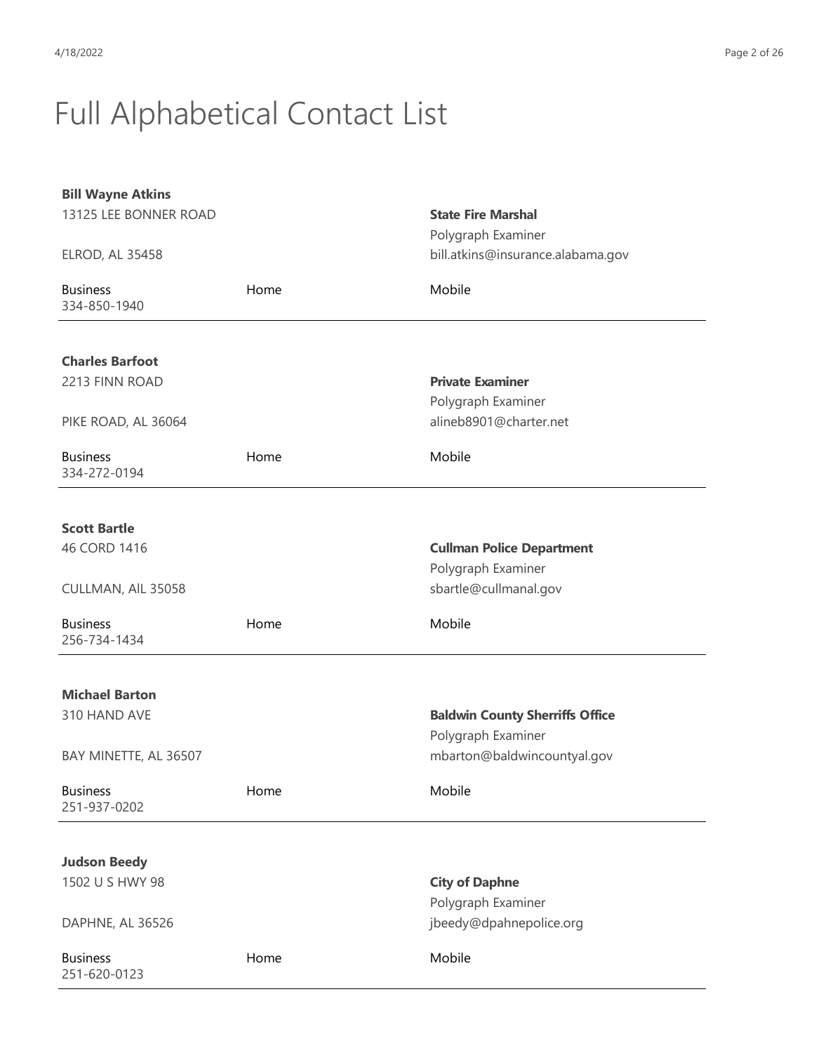# Full Alphabetical Contact List

**Bill Wayne Atkins**
13125 LEE BONNER ROAD

ELROD, AL 35458

**State Fire Marshal**
Polygraph Examiner
bill.atkins@insurance.alabama.gov

| Business | Home | Mobile |
|---|---|---|
| 334-850-1940 | | |

---

**Charles Barfoot**
2213 FINN ROAD

PIKE ROAD, AL 36064

**Private Examiner**
Polygraph Examiner
alineb8901@charter.net

| Business | Home | Mobile |
|---|---|---|
| 334-272-0194 | | |

---

**Scott Bartle**
46 CORD 1416

CULLMAN, AlL 35058

**Cullman Police Department**
Polygraph Examiner
sbartle@cullmanal.gov

| Business | Home | Mobile |
|---|---|---|
| 256-734-1434 | | |

---

**Michael Barton**
310 HAND AVE

BAY MINETTE, AL 36507

**Baldwin County Sherriffs Office**
Polygraph Examiner
mbarton@baldwincountyal.gov

| Business | Home | Mobile |
|---|---|---|
| 251-937-0202 | | |

---

**Judson Beedy**
1502 U S HWY 98

DAPHNE, AL 36526

**City of Daphne**
Polygraph Examiner
jbeedy@dpahnepolice.org

| Business | Home | Mobile |
|---|---|---|
| 251-620-0123 | | |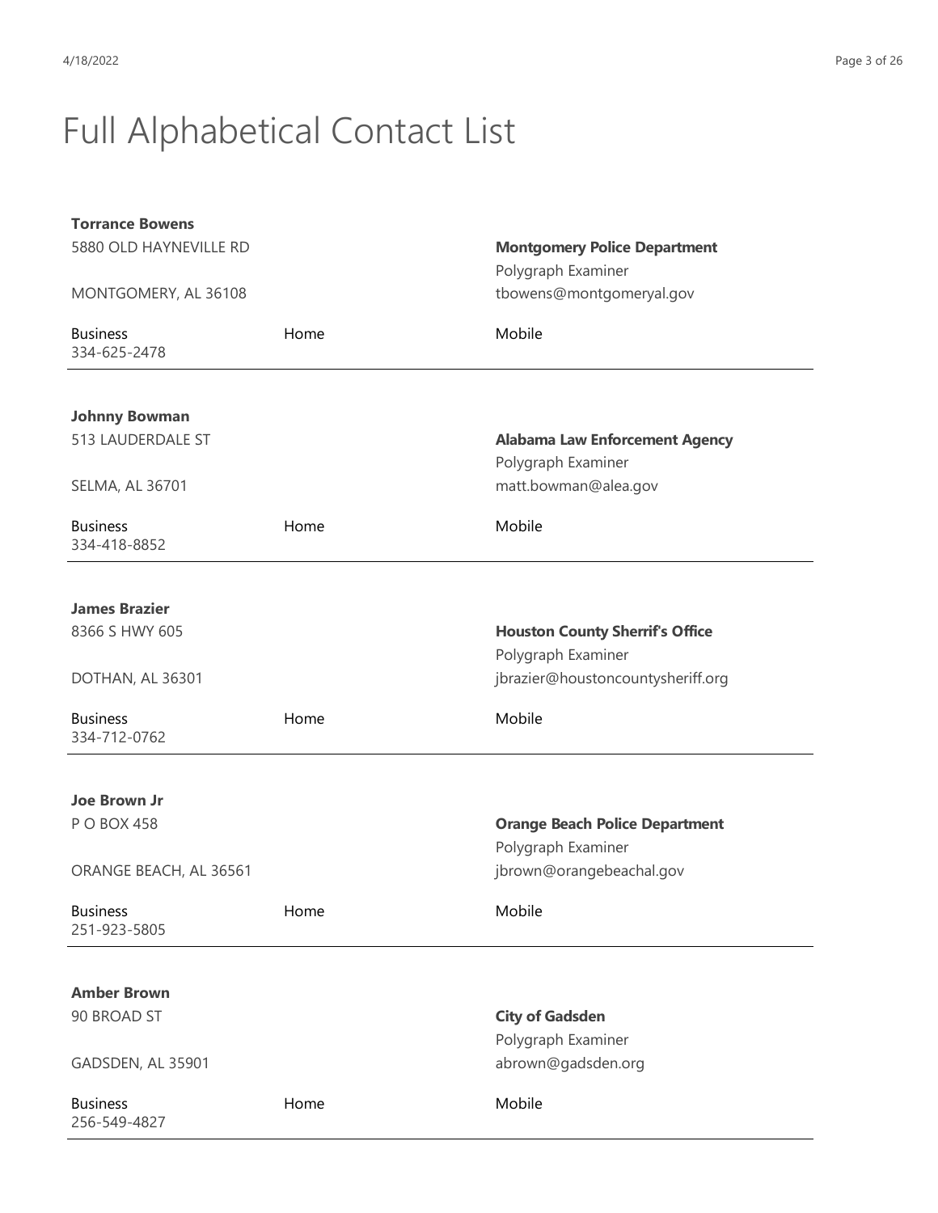# Full Alphabetical Contact List

**Torrance Bowens**
5880 OLD HAYNEVILLE RD

MONTGOMERY, AL 36108

**Montgomery Police Department**
Polygraph Examiner
tbowens@montgomeryal.gov

| Business | Home | Mobile |
|---|---|---|
| 334-625-2478 | | |

---

**Johnny Bowman**
513 LAUDERDALE ST

SELMA, AL 36701

**Alabama Law Enforcement Agency**
Polygraph Examiner
matt.bowman@alea.gov

| Business | Home | Mobile |
|---|---|---|
| 334-418-8852 | | |

---

**James Brazier**
8366 S HWY 605

DOTHAN, AL 36301

**Houston County Sherrif's Office**
Polygraph Examiner
jbrazier@houstoncountysheriff.org

| Business | Home | Mobile |
|---|---|---|
| 334-712-0762 | | |

---

**Joe Brown Jr**
P O BOX 458

ORANGE BEACH, AL 36561

**Orange Beach Police Department**
Polygraph Examiner
jbrown@orangebeachal.gov

| Business | Home | Mobile |
|---|---|---|
| 251-923-5805 | | |

---

**Amber Brown**
90 BROAD ST

GADSDEN, AL 35901

**City of Gadsden**
Polygraph Examiner
abrown@gadsden.org

| Business | Home | Mobile |
|---|---|---|
| 256-549-4827 | | |

---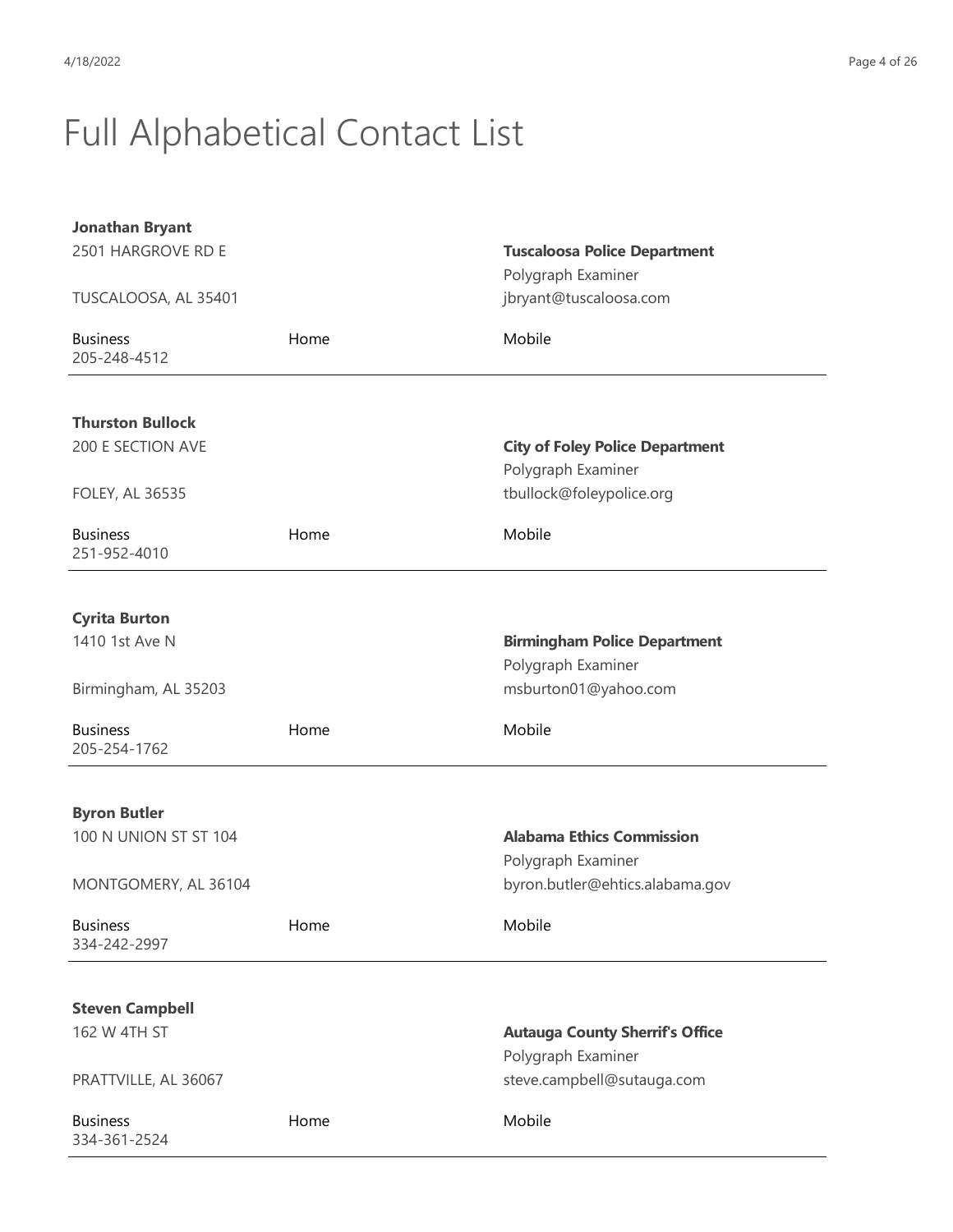# Full Alphabetical Contact List

**Jonathan Bryant**
2501 HARGROVE RD E

TUSCALOOSA, AL 35401

**Tuscaloosa Police Department**
Polygraph Examiner
jbryant@tuscaloosa.com

| Business | Home | Mobile |
|---|---|---|
| 205-248-4512 | | |

---

**Thurston Bullock**
200 E SECTION AVE

FOLEY, AL 36535

**City of Foley Police Department**
Polygraph Examiner
tbullock@foleypolice.org

| Business | Home | Mobile |
|---|---|---|
| 251-952-4010 | | |

---

**Cyrita Burton**
1410 1st Ave N

Birmingham, AL 35203

**Birmingham Police Department**
Polygraph Examiner
msburton01@yahoo.com

| Business | Home | Mobile |
|---|---|---|
| 205-254-1762 | | |

---

**Byron Butler**
100 N UNION ST ST 104

MONTGOMERY, AL 36104

**Alabama Ethics Commission**
Polygraph Examiner
byron.butler@ehtics.alabama.gov

| Business | Home | Mobile |
|---|---|---|
| 334-242-2997 | | |

---

**Steven Campbell**
162 W 4TH ST

PRATTVILLE, AL 36067

**Autauga County Sherrif's Office**
Polygraph Examiner
steve.campbell@sutauga.com

| Business | Home | Mobile |
|---|---|---|
| 334-361-2524 | | |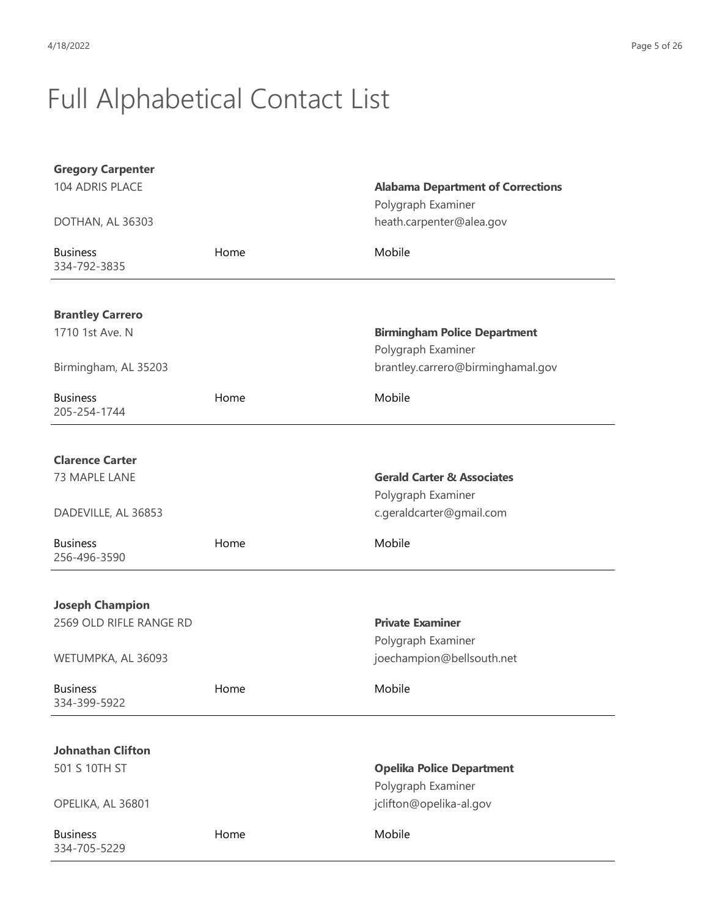# Full Alphabetical Contact List

**Gregory Carpenter**
104 ADRIS PLACE

DOTHAN, AL 36303

**Alabama Department of Corrections**
Polygraph Examiner
heath.carpenter@alea.gov

| Business | Home | Mobile |
|---|---|---|
| 334-792-3835 | | |

---

**Brantley Carrero**
1710 1st Ave. N

Birmingham, AL 35203

**Birmingham Police Department**
Polygraph Examiner
brantley.carrero@birminghamal.gov

| Business | Home | Mobile |
|---|---|---|
| 205-254-1744 | | |

---

**Clarence Carter**
73 MAPLE LANE

DADEVILLE, AL 36853

**Gerald Carter & Associates**
Polygraph Examiner
c.geraldcarter@gmail.com

| Business | Home | Mobile |
|---|---|---|
| 256-496-3590 | | |

---

**Joseph Champion**
2569 OLD RIFLE RANGE RD

WETUMPKA, AL 36093

**Private Examiner**
Polygraph Examiner
joechampion@bellsouth.net

| Business | Home | Mobile |
|---|---|---|
| 334-399-5922 | | |

---

**Johnathan Clifton**
501 S 10TH ST

OPELIKA, AL 36801

**Opelika Police Department**
Polygraph Examiner
jclifton@opelika-al.gov

| Business | Home | Mobile |
|---|---|---|
| 334-705-5229 | | |

---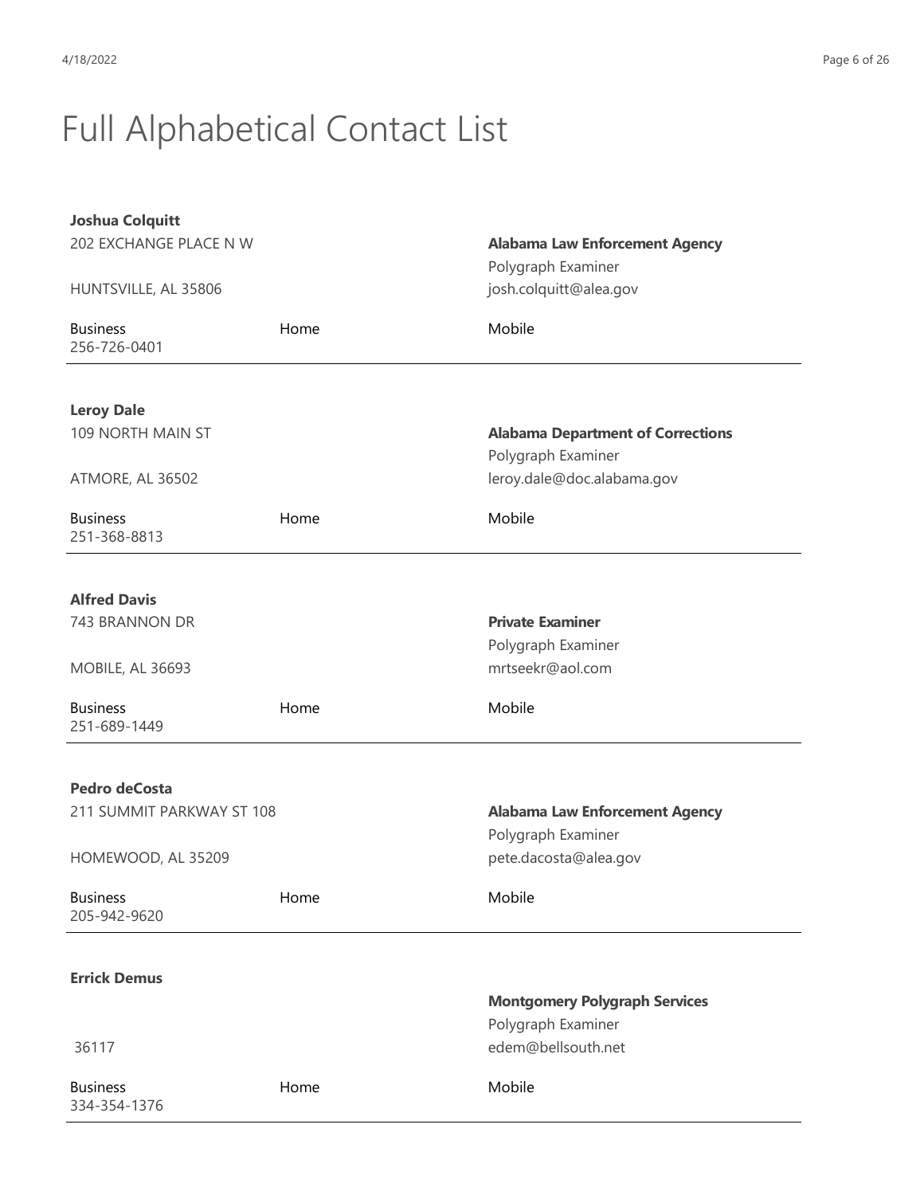# Full Alphabetical Contact List

**Joshua Colquitt**
202 EXCHANGE PLACE N W

HUNTSVILLE, AL 35806

**Alabama Law Enforcement Agency**
Polygraph Examiner
josh.colquitt@alea.gov

| Business | Home | Mobile |
| --- | --- | --- |
| 256-726-0401 | | |

---

**Leroy Dale**
109 NORTH MAIN ST

ATMORE, AL 36502

**Alabama Department of Corrections**
Polygraph Examiner
leroy.dale@doc.alabama.gov

| Business | Home | Mobile |
| --- | --- | --- |
| 251-368-8813 | | |

---

**Alfred Davis**
743 BRANNON DR

MOBILE, AL 36693

**Private Examiner**
Polygraph Examiner
mrtseekr@aol.com

| Business | Home | Mobile |
| --- | --- | --- |
| 251-689-1449 | | |

---

**Pedro deCosta**
211 SUMMIT PARKWAY ST 108

HOMEWOOD, AL 35209

**Alabama Law Enforcement Agency**
Polygraph Examiner
pete.dacosta@alea.gov

| Business | Home | Mobile |
| --- | --- | --- |
| 205-942-9620 | | |

---

**Errick Demus**

36117

**Montgomery Polygraph Services**
Polygraph Examiner
edem@bellsouth.net

| Business | Home | Mobile |
| --- | --- | --- |
| 334-354-1376 | | |

---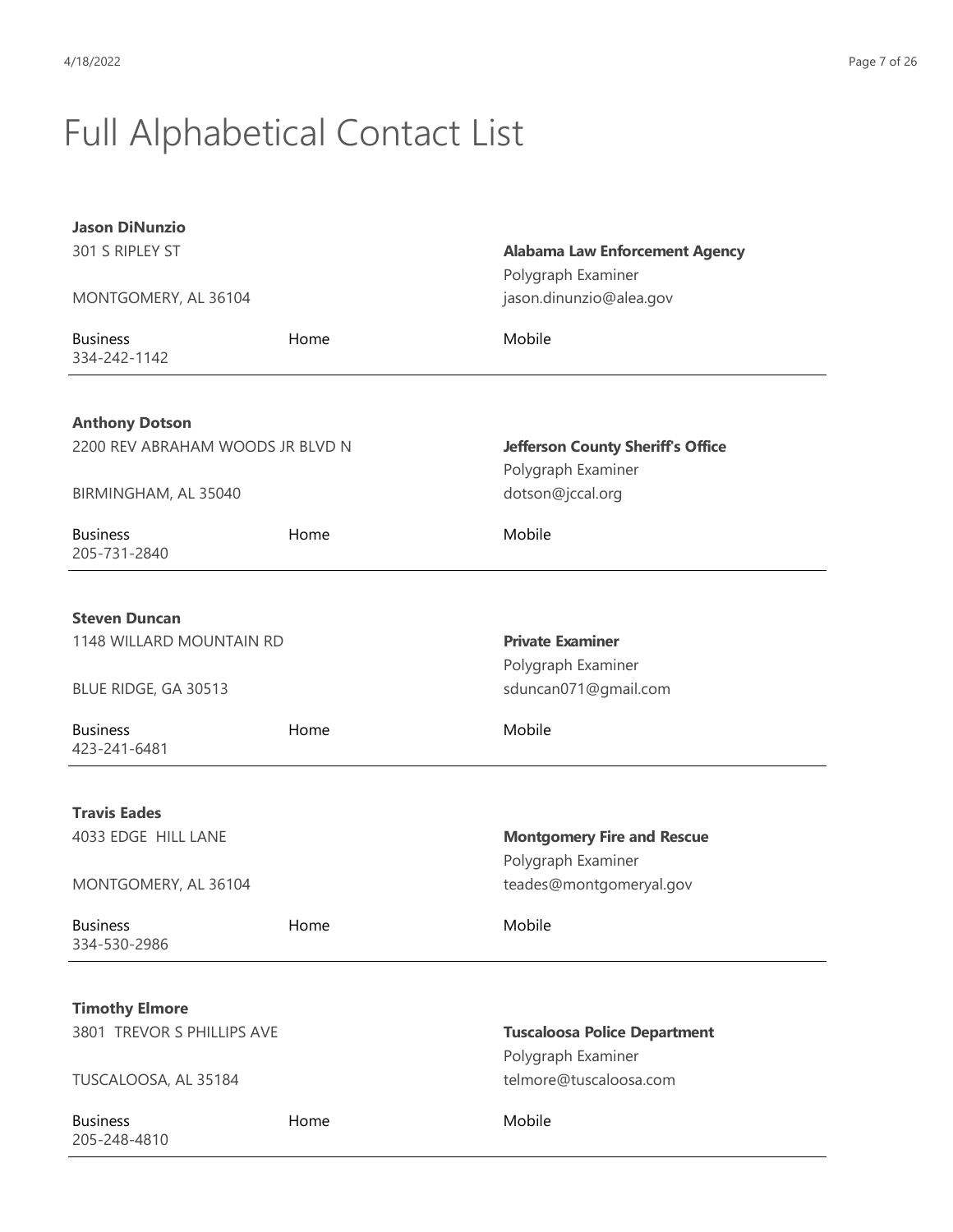# Full Alphabetical Contact List

**Jason DiNunzio**
301 S RIPLEY ST

MONTGOMERY, AL 36104

**Alabama Law Enforcement Agency**
Polygraph Examiner
jason.dinunzio@alea.gov

| Business | Home | Mobile |
|---|---|---|
| 334-242-1142 | | |

---

**Anthony Dotson**
2200 REV ABRAHAM WOODS JR BLVD N

BIRMINGHAM, AL 35040

**Jefferson County Sheriff's Office**
Polygraph Examiner
dotson@jccal.org

| Business | Home | Mobile |
|---|---|---|
| 205-731-2840 | | |

---

**Steven Duncan**
1148 WILLARD MOUNTAIN RD

BLUE RIDGE, GA 30513

**Private Examiner**
Polygraph Examiner
sduncan071@gmail.com

| Business | Home | Mobile |
|---|---|---|
| 423-241-6481 | | |

---

**Travis Eades**
4033 EDGE HILL LANE

MONTGOMERY, AL 36104

**Montgomery Fire and Rescue**
Polygraph Examiner
teades@montgomeryal.gov

| Business | Home | Mobile |
|---|---|---|
| 334-530-2986 | | |

---

**Timothy Elmore**
3801 TREVOR S PHILLIPS AVE

TUSCALOOSA, AL 35184

**Tuscaloosa Police Department**
Polygraph Examiner
telmore@tuscaloosa.com

| Business | Home | Mobile |
|---|---|---|
| 205-248-4810 | | |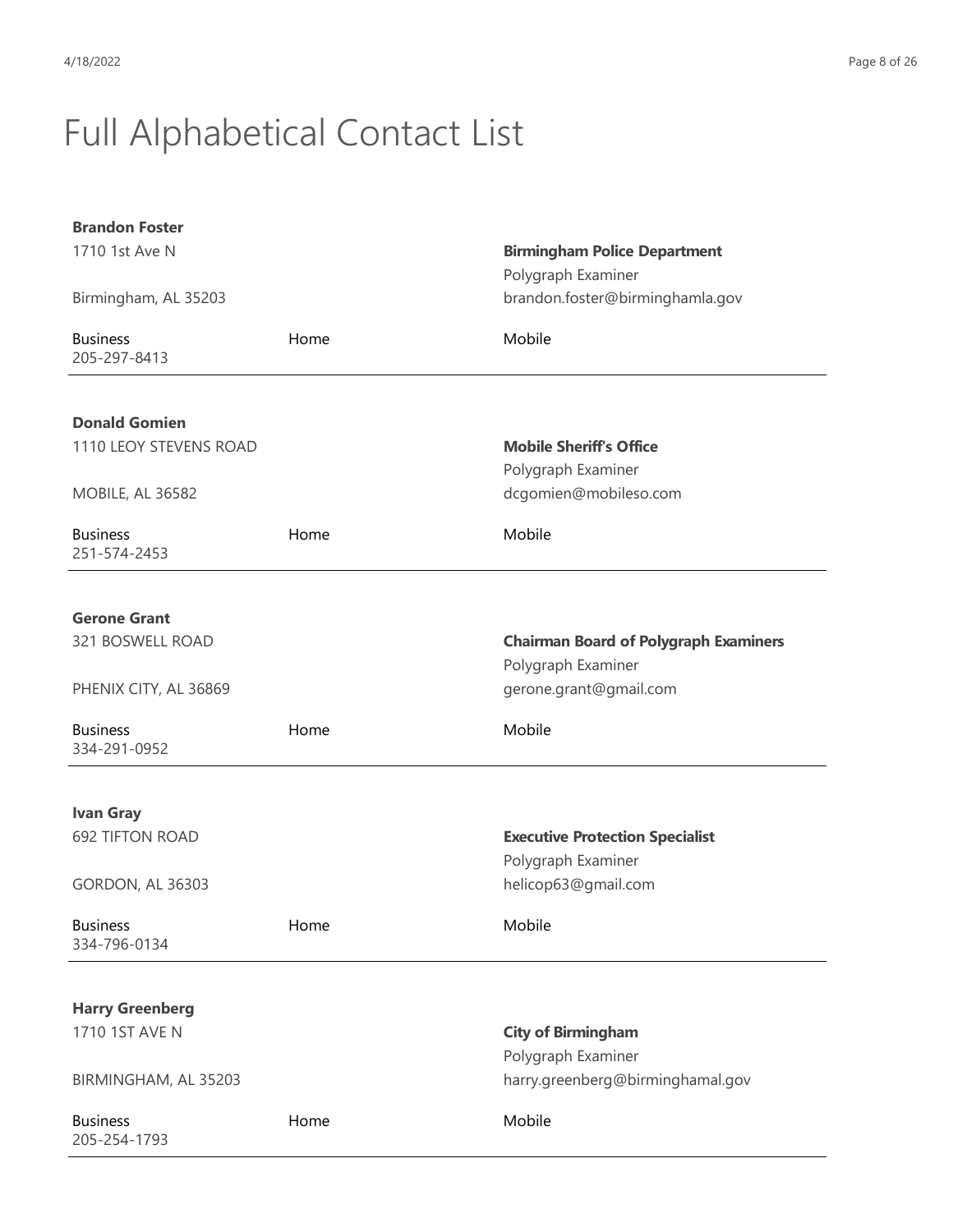# Full Alphabetical Contact List

**Brandon Foster**
1710 1st Ave N
Birmingham, AL 35203

**Birmingham Police Department**
Polygraph Examiner
brandon.foster@birminghamla.gov

Business: 205-297-8413
Home:
Mobile:

---

**Donald Gomien**
1110 LEOY STEVENS ROAD
MOBILE, AL 36582

**Mobile Sheriff's Office**
Polygraph Examiner
dcgomien@mobileso.com

Business: 251-574-2453
Home:
Mobile:

---

**Gerone Grant**
321 BOSWELL ROAD
PHENIX CITY, AL 36869

**Chairman Board of Polygraph Examiners**
Polygraph Examiner
gerone.grant@gmail.com

Business: 334-291-0952
Home:
Mobile:

---

**Ivan Gray**
692 TIFTON ROAD
GORDON, AL 36303

**Executive Protection Specialist**
Polygraph Examiner
helicop63@gmail.com

Business: 334-796-0134
Home:
Mobile:

---

**Harry Greenberg**
1710 1ST AVE N
BIRMINGHAM, AL 35203

**City of Birmingham**
Polygraph Examiner
harry.greenberg@birminghamal.gov

Business: 205-254-1793
Home:
Mobile:

---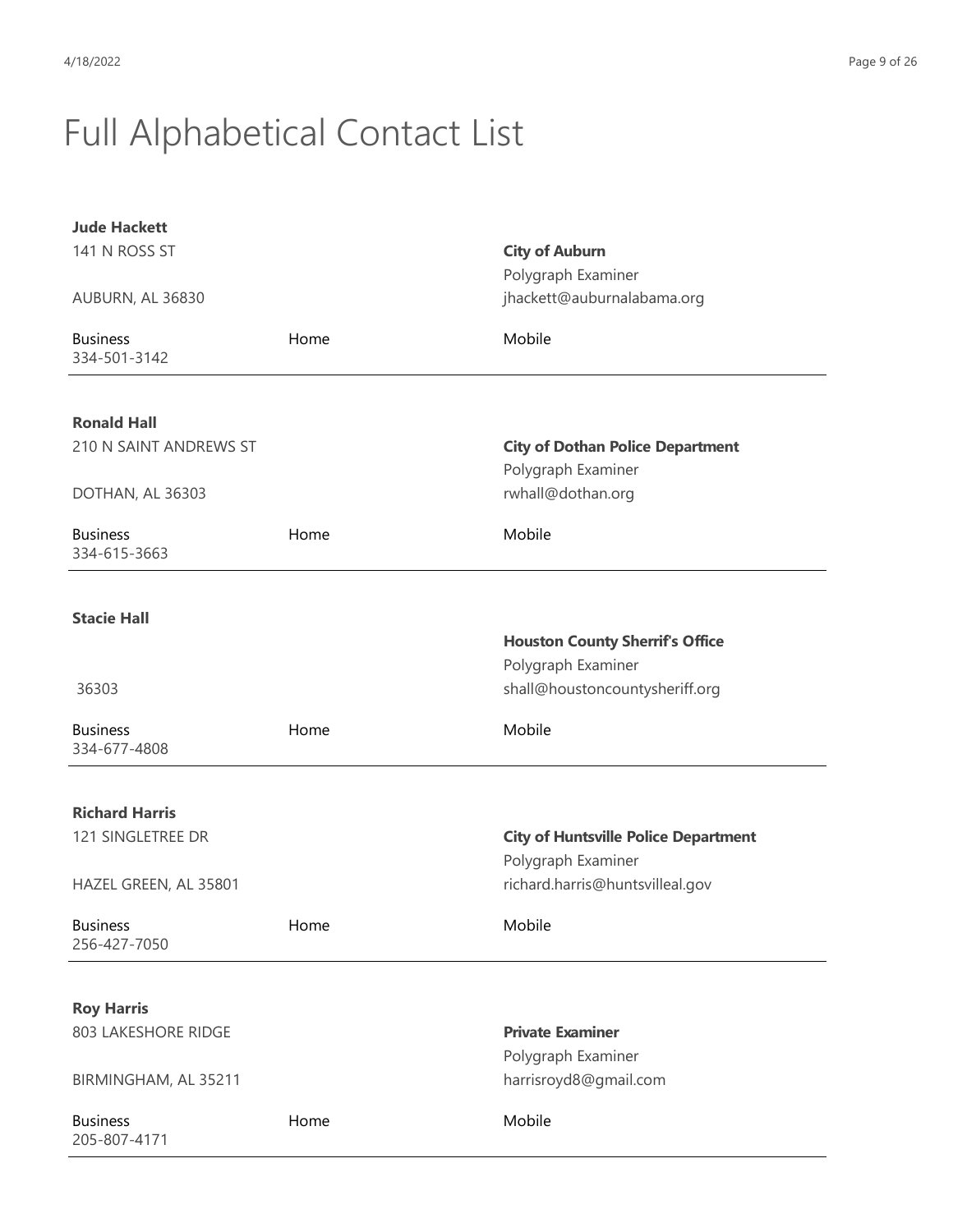# Full Alphabetical Contact List

**Jude Hackett**
141 N ROSS ST

AUBURN, AL 36830

**City of Auburn**
Polygraph Examiner
jhackett@auburnalabama.org

| Business | Home | Mobile |
|---|---|---|
| 334-501-3142 | | |

---

**Ronald Hall**
210 N SAINT ANDREWS ST

DOTHAN, AL 36303

**City of Dothan Police Department**
Polygraph Examiner
rwhall@dothan.org

| Business | Home | Mobile |
|---|---|---|
| 334-615-3663 | | |

---

**Stacie Hall**

36303

**Houston County Sherrif's Office**
Polygraph Examiner
shall@houstoncountysheriff.org

| Business | Home | Mobile |
|---|---|---|
| 334-677-4808 | | |

---

**Richard Harris**
121 SINGLETREE DR

HAZEL GREEN, AL 35801

**City of Huntsville Police Department**
Polygraph Examiner
richard.harris@huntsvilleal.gov

| Business | Home | Mobile |
|---|---|---|
| 256-427-7050 | | |

---

**Roy Harris**
803 LAKESHORE RIDGE

BIRMINGHAM, AL 35211

**Private Examiner**
Polygraph Examiner
harrisroyd8@gmail.com

| Business | Home | Mobile |
|---|---|---|
| 205-807-4171 | | |

---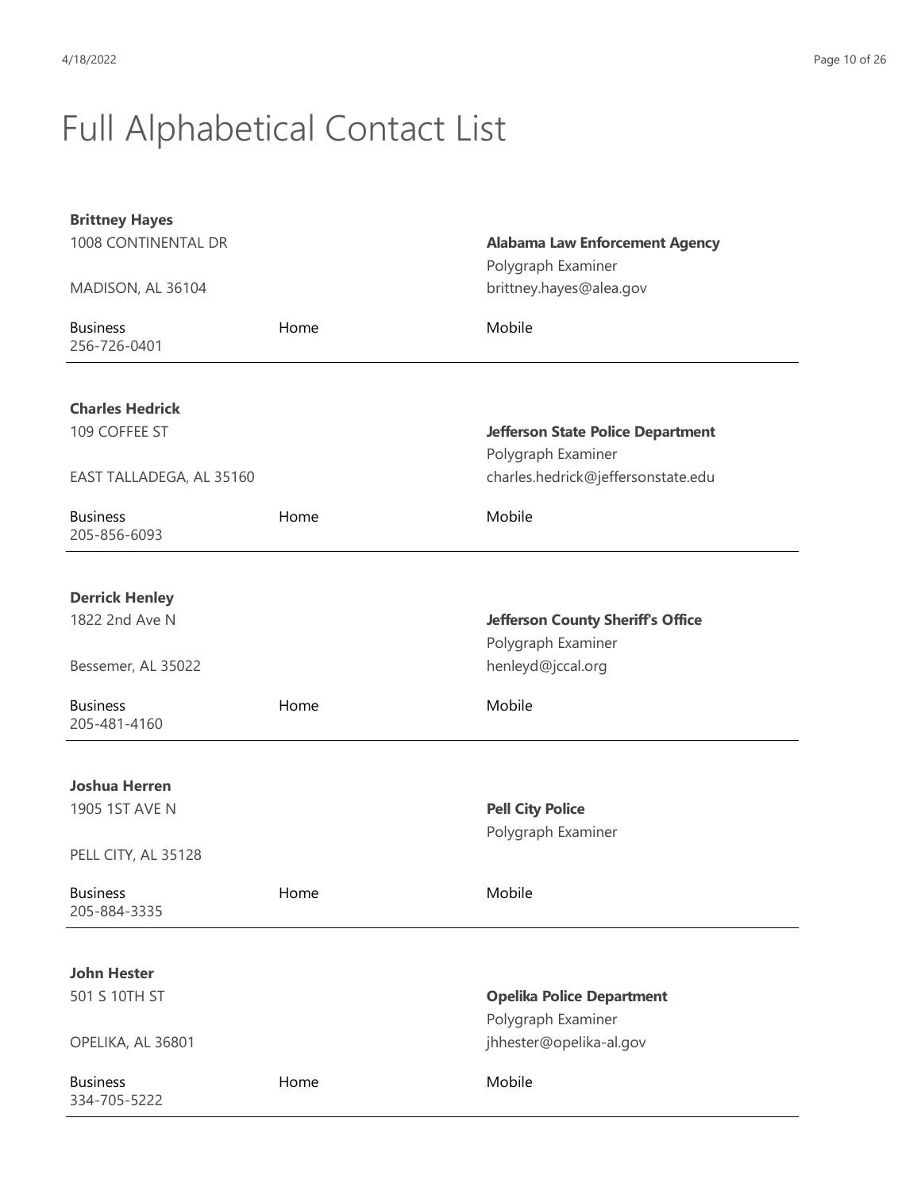# Full Alphabetical Contact List

**Brittney Hayes**
1008 CONTINENTAL DR

MADISON, AL 36104

**Alabama Law Enforcement Agency**
Polygraph Examiner
brittney.hayes@alea.gov

| Business | Home | Mobile |
|---|---|---|
| 256-726-0401 | | |

---

**Charles Hedrick**
109 COFFEE ST

EAST TALLADEGA, AL 35160

**Jefferson State Police Department**
Polygraph Examiner
charles.hedrick@jeffersonstate.edu

| Business | Home | Mobile |
|---|---|---|
| 205-856-6093 | | |

---

**Derrick Henley**
1822 2nd Ave N

Bessemer, AL 35022

**Jefferson County Sheriff's Office**
Polygraph Examiner
henleyd@jccal.org

| Business | Home | Mobile |
|---|---|---|
| 205-481-4160 | | |

---

**Joshua Herren**
1905 1ST AVE N

PELL CITY, AL 35128

**Pell City Police**
Polygraph Examiner

| Business | Home | Mobile |
|---|---|---|
| 205-884-3335 | | |

---

**John Hester**
501 S 10TH ST

OPELIKA, AL 36801

**Opelika Police Department**
Polygraph Examiner
jhhester@opelika-al.gov

| Business | Home | Mobile |
|---|---|---|
| 334-705-5222 | | |

---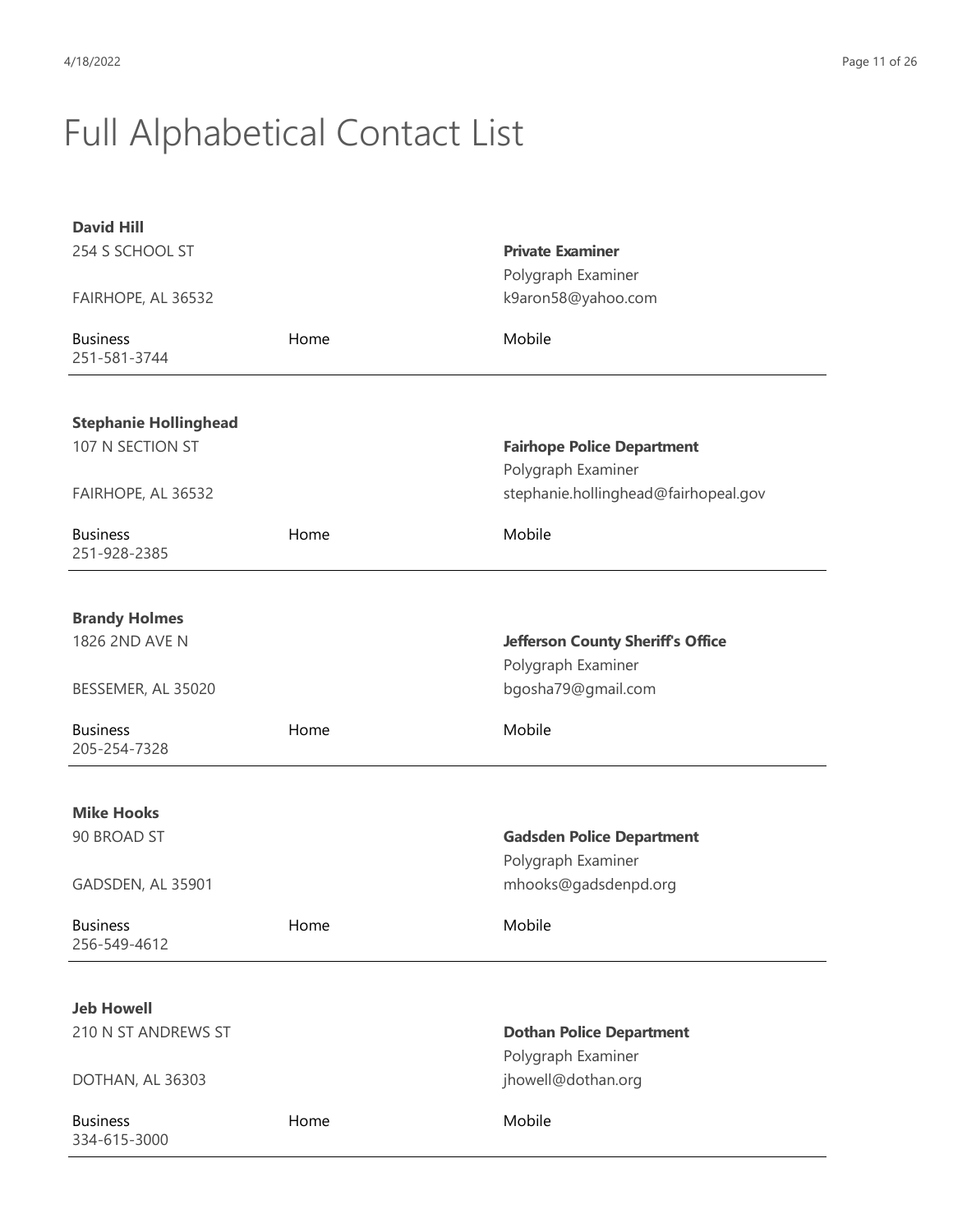# Full Alphabetical Contact List

**David Hill**
254 S SCHOOL ST

FAIRHOPE, AL 36532

**Private Examiner**
Polygraph Examiner
k9aron58@yahoo.com

| Business | Home | Mobile |
|---|---|---|
| 251-581-3744 | | |

---

**Stephanie Hollinghead**
107 N SECTION ST

FAIRHOPE, AL 36532

**Fairhope Police Department**
Polygraph Examiner
stephanie.hollinghead@fairhopeal.gov

| Business | Home | Mobile |
|---|---|---|
| 251-928-2385 | | |

---

**Brandy Holmes**
1826 2ND AVE N

BESSEMER, AL 35020

**Jefferson County Sheriff's Office**
Polygraph Examiner
bgosha79@gmail.com

| Business | Home | Mobile |
|---|---|---|
| 205-254-7328 | | |

---

**Mike Hooks**
90 BROAD ST

GADSDEN, AL 35901

**Gadsden Police Department**
Polygraph Examiner
mhooks@gadsdenpd.org

| Business | Home | Mobile |
|---|---|---|
| 256-549-4612 | | |

---

**Jeb Howell**
210 N ST ANDREWS ST

DOTHAN, AL 36303

**Dothan Police Department**
Polygraph Examiner
jhowell@dothan.org

| Business | Home | Mobile |
|---|---|---|
| 334-615-3000 | | |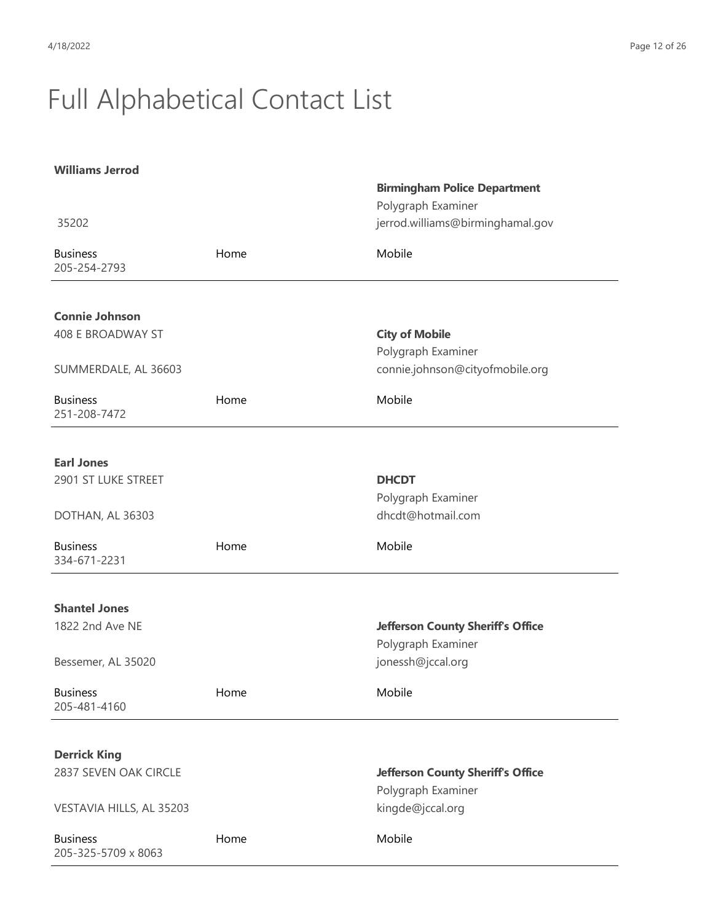# Full Alphabetical Contact List

**Williams Jerrod**

35202

**Birmingham Police Department**
Polygraph Examiner
jerrod.williams@birminghamal.gov

| Business | Home | Mobile |
|---|---|---|
| 205-254-2793 | | |

---

**Connie Johnson**

408 E BROADWAY ST

SUMMERDALE, AL 36603

**City of Mobile**
Polygraph Examiner
connie.johnson@cityofmobile.org

| Business | Home | Mobile |
|---|---|---|
| 251-208-7472 | | |

---

**Earl Jones**

2901 ST LUKE STREET

DOTHAN, AL 36303

**DHCDT**
Polygraph Examiner
dhcdt@hotmail.com

| Business | Home | Mobile |
|---|---|---|
| 334-671-2231 | | |

---

**Shantel Jones**

1822 2nd Ave NE

Bessemer, AL 35020

**Jefferson County Sheriff's Office**
Polygraph Examiner
jonessh@jccal.org

| Business | Home | Mobile |
|---|---|---|
| 205-481-4160 | | |

---

**Derrick King**

2837 SEVEN OAK CIRCLE

VESTAVIA HILLS, AL 35203

**Jefferson County Sheriff's Office**
Polygraph Examiner
kingde@jccal.org

| Business | Home | Mobile |
|---|---|---|
| 205-325-5709 x 8063 | | |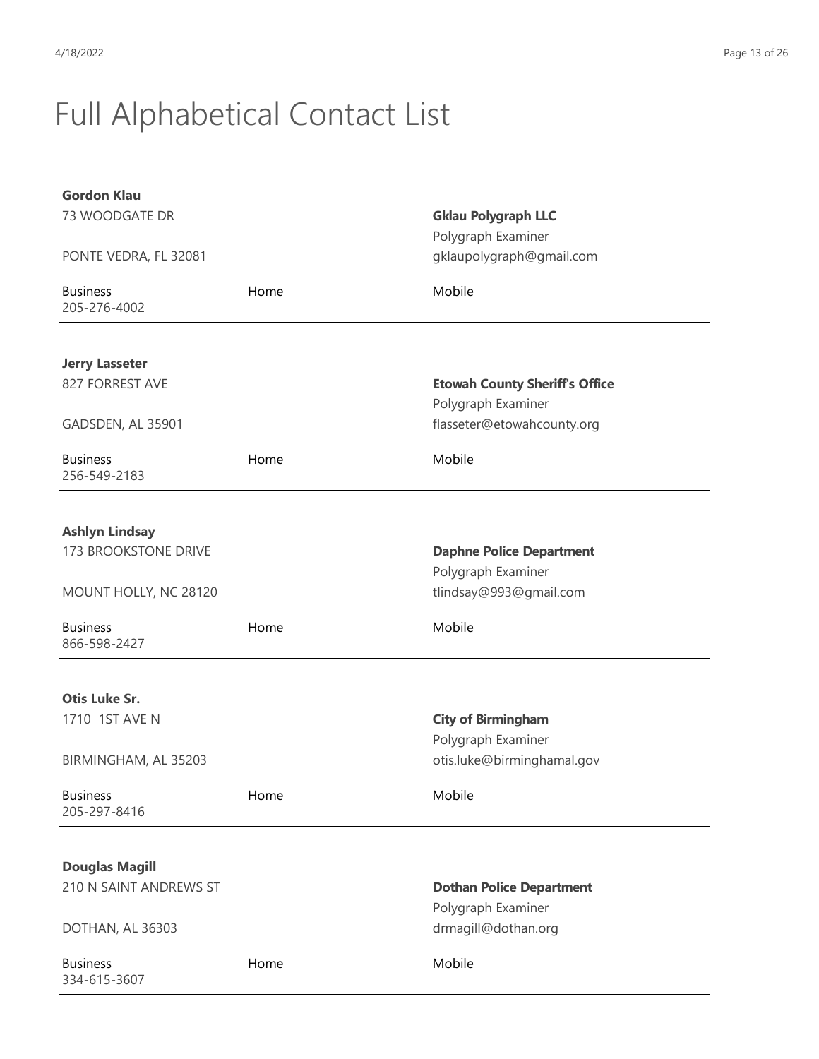# Full Alphabetical Contact List

**Gordon Klau**
73 WOODGATE DR

PONTE VEDRA, FL 32081

**Gklau Polygraph LLC**
Polygraph Examiner
gklaupolygraph@gmail.com

| Business | Home | Mobile |
|---|---|---|
| 205-276-4002 | | |

---

**Jerry Lasseter**
827 FORREST AVE

GADSDEN, AL 35901

**Etowah County Sheriff's Office**
Polygraph Examiner
flasseter@etowahcounty.org

| Business | Home | Mobile |
|---|---|---|
| 256-549-2183 | | |

---

**Ashlyn Lindsay**
173 BROOKSTONE DRIVE

MOUNT HOLLY, NC 28120

**Daphne Police Department**
Polygraph Examiner
tlindsay@993@gmail.com

| Business | Home | Mobile |
|---|---|---|
| 866-598-2427 | | |

---

**Otis Luke Sr.**
1710 1ST AVE N

BIRMINGHAM, AL 35203

**City of Birmingham**
Polygraph Examiner
otis.luke@birminghamal.gov

| Business | Home | Mobile |
|---|---|---|
| 205-297-8416 | | |

---

**Douglas Magill**
210 N SAINT ANDREWS ST

DOTHAN, AL 36303

**Dothan Police Department**
Polygraph Examiner
drmagill@dothan.org

| Business | Home | Mobile |
|---|---|---|
| 334-615-3607 | | |

---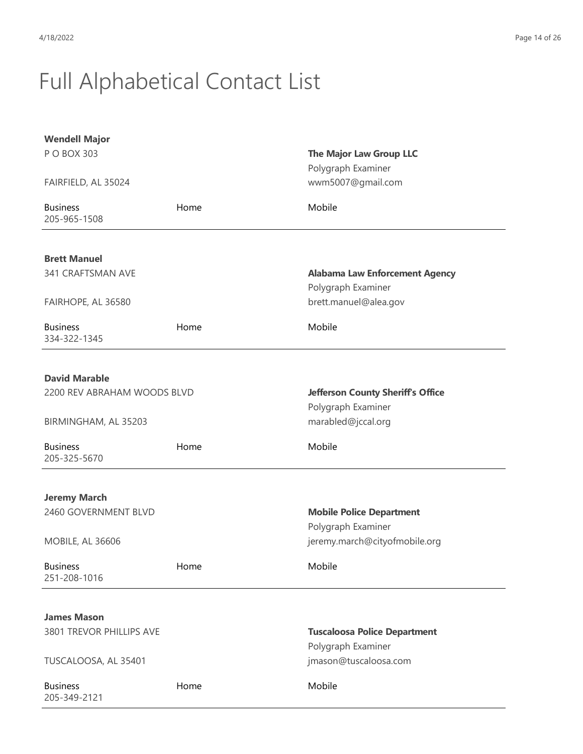# Full Alphabetical Contact List

**Wendell Major**
P O BOX 303

FAIRFIELD, AL 35024

**The Major Law Group LLC**
Polygraph Examiner
wwm5007@gmail.com

| Business | Home | Mobile |
|---|---|---|
| 205-965-1508 | | |

---

**Brett Manuel**
341 CRAFTSMAN AVE

FAIRHOPE, AL 36580

**Alabama Law Enforcement Agency**
Polygraph Examiner
brett.manuel@alea.gov

| Business | Home | Mobile |
|---|---|---|
| 334-322-1345 | | |

---

**David Marable**
2200 REV ABRAHAM WOODS BLVD

BIRMINGHAM, AL 35203

**Jefferson County Sheriff's Office**
Polygraph Examiner
marabled@jccal.org

| Business | Home | Mobile |
|---|---|---|
| 205-325-5670 | | |

---

**Jeremy March**
2460 GOVERNMENT BLVD

MOBILE, AL 36606

**Mobile Police Department**
Polygraph Examiner
jeremy.march@cityofmobile.org

| Business | Home | Mobile |
|---|---|---|
| 251-208-1016 | | |

---

**James Mason**
3801 TREVOR PHILLIPS AVE

TUSCALOOSA, AL 35401

**Tuscaloosa Police Department**
Polygraph Examiner
jmason@tuscaloosa.com

| Business | Home | Mobile |
|---|---|---|
| 205-349-2121 | | |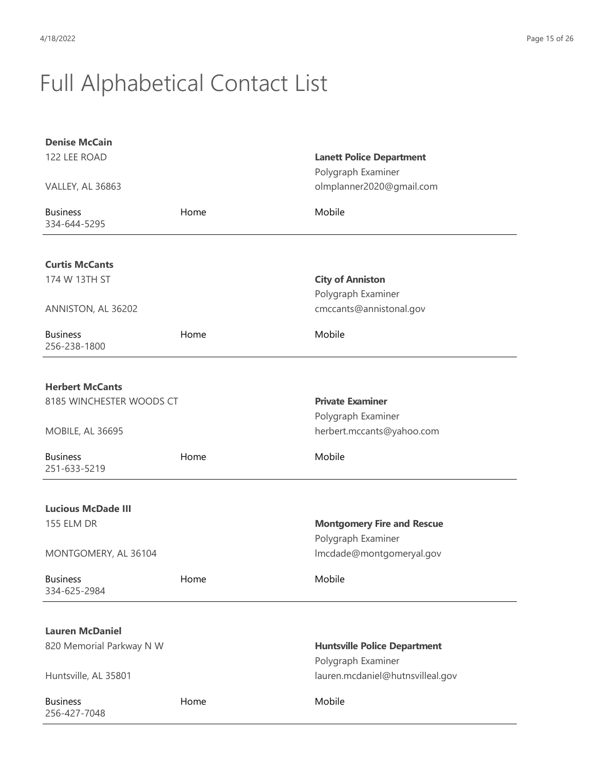# Full Alphabetical Contact List

**Denise McCain**
122 LEE ROAD

VALLEY, AL 36863

**Lanett Police Department**
Polygraph Examiner
olmplanner2020@gmail.com

Business
334-644-5295

Home

Mobile

---

**Curtis McCants**
174 W 13TH ST

ANNISTON, AL 36202

**City of Anniston**
Polygraph Examiner
cmccants@annistonal.gov

Business
256-238-1800

Home

Mobile

---

**Herbert McCants**
8185 WINCHESTER WOODS CT

MOBILE, AL 36695

**Private Examiner**
Polygraph Examiner
herbert.mccants@yahoo.com

Business
251-633-5219

Home

Mobile

---

**Lucious McDade III**
155 ELM DR

MONTGOMERY, AL 36104

**Montgomery Fire and Rescue**
Polygraph Examiner
lmcdade@montgomeryal.gov

Business
334-625-2984

Home

Mobile

---

**Lauren McDaniel**
820 Memorial Parkway N W

Huntsville, AL 35801

**Huntsville Police Department**
Polygraph Examiner
lauren.mcdaniel@hutnsvilleal.gov

Business
256-427-7048

Home

Mobile

---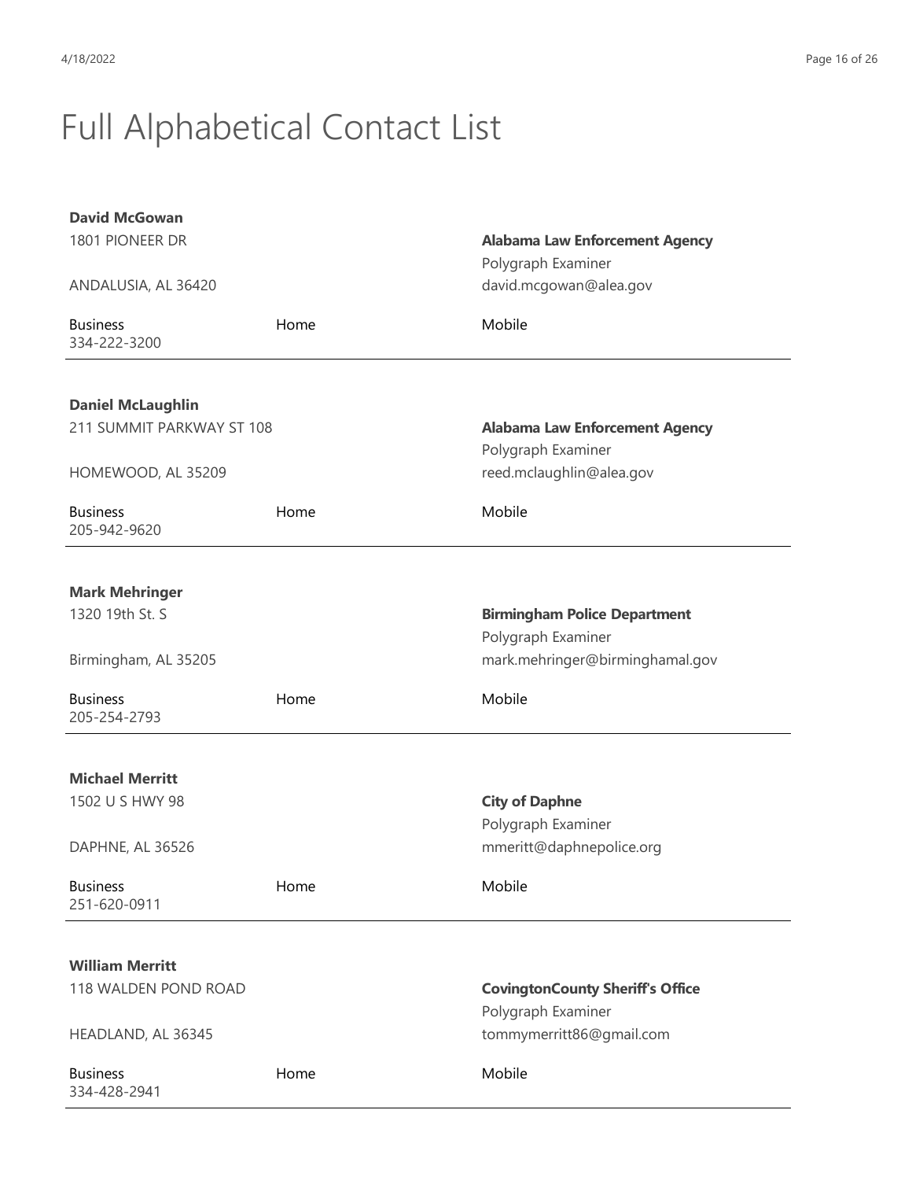# Full Alphabetical Contact List

**David McGowan**
1801 PIONEER DR

ANDALUSIA, AL 36420

**Alabama Law Enforcement Agency**
Polygraph Examiner
david.mcgowan@alea.gov

| Business | Home | Mobile |
|---|---|---|
| 334-222-3200 | | |

---

**Daniel McLaughlin**
211 SUMMIT PARKWAY ST 108

HOMEWOOD, AL 35209

**Alabama Law Enforcement Agency**
Polygraph Examiner
reed.mclaughlin@alea.gov

| Business | Home | Mobile |
|---|---|---|
| 205-942-9620 | | |

---

**Mark Mehringer**
1320 19th St. S

Birmingham, AL 35205

**Birmingham Police Department**
Polygraph Examiner
mark.mehringer@birminghamal.gov

| Business | Home | Mobile |
|---|---|---|
| 205-254-2793 | | |

---

**Michael Merritt**
1502 U S HWY 98

DAPHNE, AL 36526

**City of Daphne**
Polygraph Examiner
mmeritt@daphnepolice.org

| Business | Home | Mobile |
|---|---|---|
| 251-620-0911 | | |

---

**William Merritt**
118 WALDEN POND ROAD

HEADLAND, AL 36345

**CovingtonCounty Sheriff's Office**
Polygraph Examiner
tommymerritt86@gmail.com

| Business | Home | Mobile |
|---|---|---|
| 334-428-2941 | | |

---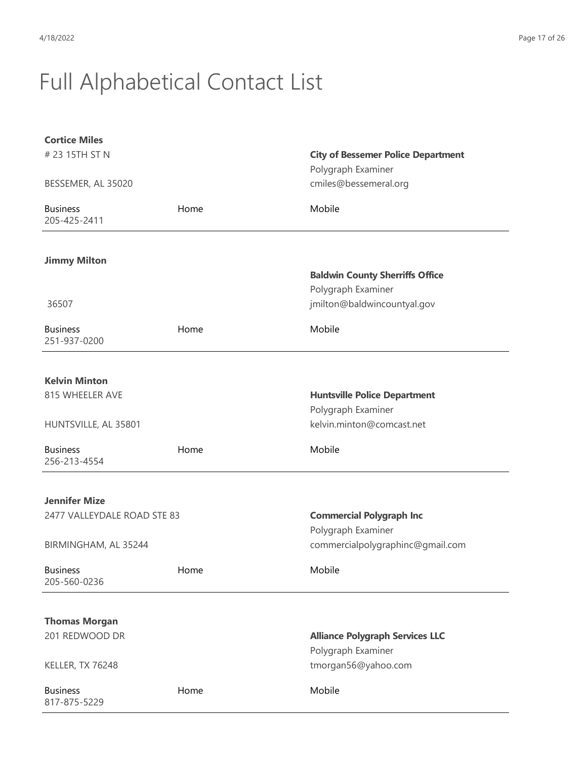# Full Alphabetical Contact List

**Cortice Miles**
# 23 15TH ST N
BESSEMER, AL 35020

**City of Bessemer Police Department**
Polygraph Examiner
cmiles@bessemeral.org

| Business | Home | Mobile |
|---|---|---|
| 205-425-2411 | | |

---

**Jimmy Milton**
36507

**Baldwin County Sherriffs Office**
Polygraph Examiner
jmilton@baldwincountyal.gov

| Business | Home | Mobile |
|---|---|---|
| 251-937-0200 | | |

---

**Kelvin Minton**
815 WHEELER AVE
HUNTSVILLE, AL 35801

**Huntsville Police Department**
Polygraph Examiner
kelvin.minton@comcast.net

| Business | Home | Mobile |
|---|---|---|
| 256-213-4554 | | |

---

**Jennifer Mize**
2477 VALLEYDALE ROAD STE 83
BIRMINGHAM, AL 35244

**Commercial Polygraph Inc**
Polygraph Examiner
commercialpolygraphinc@gmail.com

| Business | Home | Mobile |
|---|---|---|
| 205-560-0236 | | |

---

**Thomas Morgan**
201 REDWOOD DR
KELLER, TX 76248

**Alliance Polygraph Services LLC**
Polygraph Examiner
tmorgan56@yahoo.com

| Business | Home | Mobile |
|---|---|---|
| 817-875-5229 | | |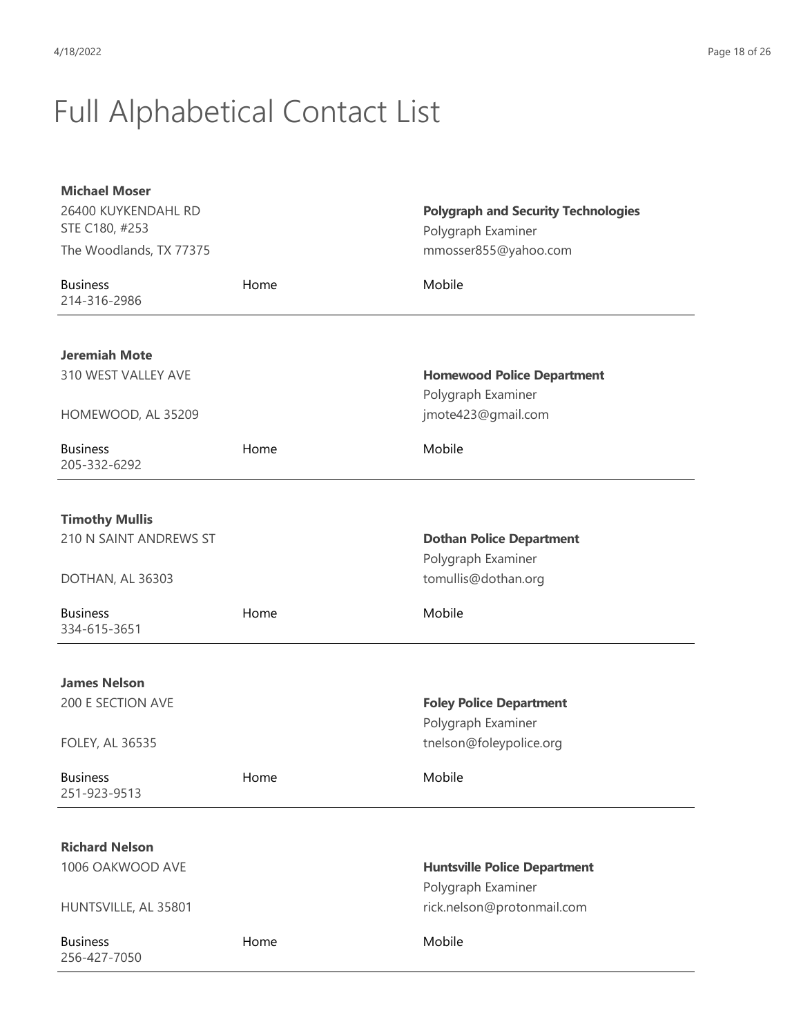# Full Alphabetical Contact List

**Michael Moser**
26400 KUYKENDAHL RD
STE C180, #253
The Woodlands, TX 77375

**Polygraph and Security Technologies**
Polygraph Examiner
mmosser855@yahoo.com

| Business | Home | Mobile |
|---|---|---|
| 214-316-2986 | | |

---

**Jeremiah Mote**
310 WEST VALLEY AVE

HOMEWOOD, AL 35209

**Homewood Police Department**
Polygraph Examiner
jmote423@gmail.com

| Business | Home | Mobile |
|---|---|---|
| 205-332-6292 | | |

---

**Timothy Mullis**
210 N SAINT ANDREWS ST

DOTHAN, AL 36303

**Dothan Police Department**
Polygraph Examiner
tomullis@dothan.org

| Business | Home | Mobile |
|---|---|---|
| 334-615-3651 | | |

---

**James Nelson**
200 E SECTION AVE

FOLEY, AL 36535

**Foley Police Department**
Polygraph Examiner
tnelson@foleypolice.org

| Business | Home | Mobile |
|---|---|---|
| 251-923-9513 | | |

---

**Richard Nelson**
1006 OAKWOOD AVE

HUNTSVILLE, AL 35801

**Huntsville Police Department**
Polygraph Examiner
rick.nelson@protonmail.com

| Business | Home | Mobile |
|---|---|---|
| 256-427-7050 | | |

---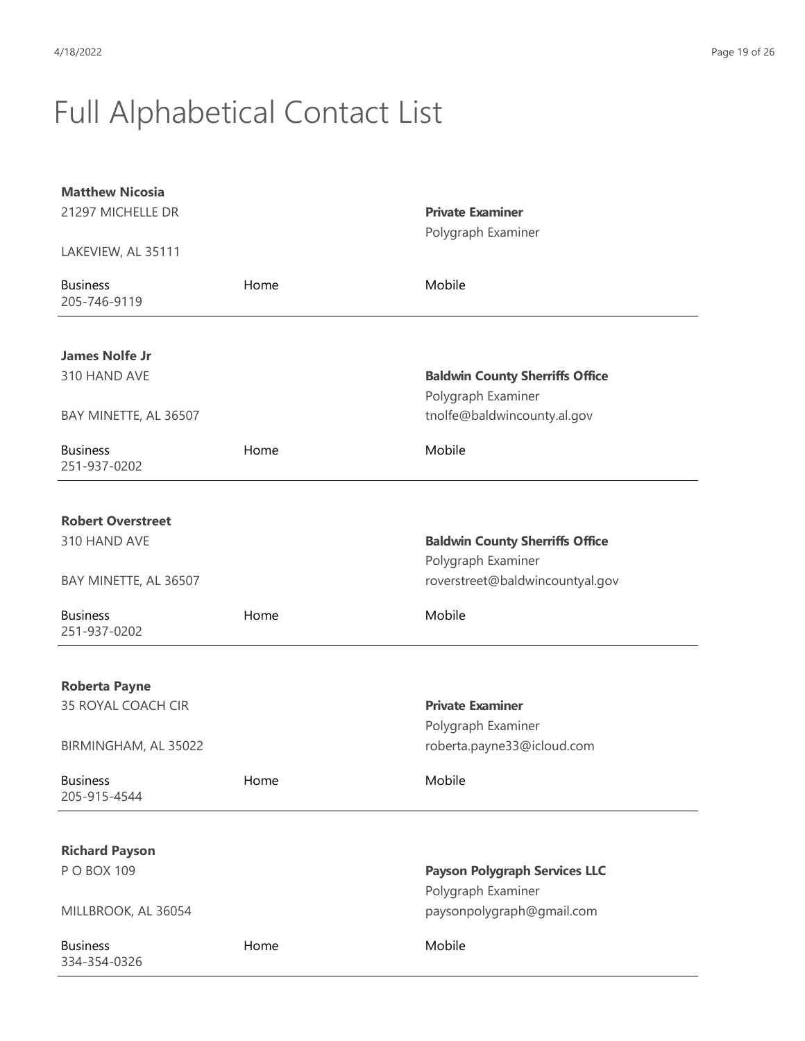# Full Alphabetical Contact List

**Matthew Nicosia**
21297 MICHELLE DR

LAKEVIEW, AL 35111

**Private Examiner**
Polygraph Examiner

| Business | Home | Mobile |
|---|---|---|
| 205-746-9119 | | |

---

**James Nolfe Jr**
310 HAND AVE

BAY MINETTE, AL 36507

**Baldwin County Sherriffs Office**
Polygraph Examiner
tnolfe@baldwincounty.al.gov

| Business | Home | Mobile |
|---|---|---|
| 251-937-0202 | | |

---

**Robert Overstreet**
310 HAND AVE

BAY MINETTE, AL 36507

**Baldwin County Sherriffs Office**
Polygraph Examiner
roverstreet@baldwincountyal.gov

| Business | Home | Mobile |
|---|---|---|
| 251-937-0202 | | |

---

**Roberta Payne**
35 ROYAL COACH CIR

BIRMINGHAM, AL 35022

**Private Examiner**
Polygraph Examiner
roberta.payne33@icloud.com

| Business | Home | Mobile |
|---|---|---|
| 205-915-4544 | | |

---

**Richard Payson**
P O BOX 109

MILLBROOK, AL 36054

**Payson Polygraph Services LLC**
Polygraph Examiner
paysonpolygraph@gmail.com

| Business | Home | Mobile |
|---|---|---|
| 334-354-0326 | | |

---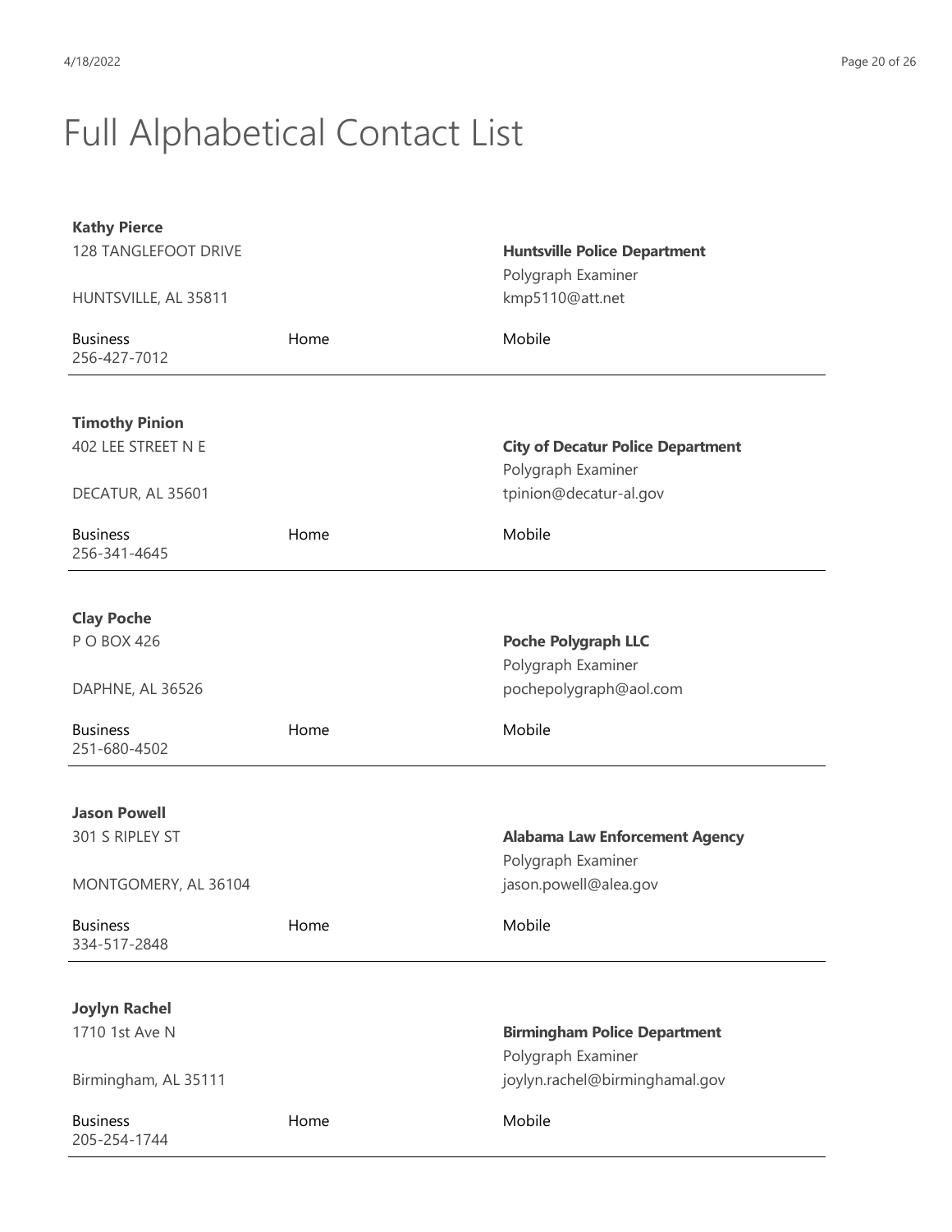# Full Alphabetical Contact List

**Kathy Pierce**
128 TANGLEFOOT DRIVE

HUNTSVILLE, AL 35811

**Huntsville Police Department**
Polygraph Examiner
kmp5110@att.net

| Business | Home | Mobile |
| --- | --- | --- |
| 256-427-7012 | | |

---

**Timothy Pinion**
402 LEE STREET N E

DECATUR, AL 35601

**City of Decatur Police Department**
Polygraph Examiner
tpinion@decatur-al.gov

| Business | Home | Mobile |
| --- | --- | --- |
| 256-341-4645 | | |

---

**Clay Poche**
P O BOX 426

DAPHNE, AL 36526

**Poche Polygraph LLC**
Polygraph Examiner
pochepolygraph@aol.com

| Business | Home | Mobile |
| --- | --- | --- |
| 251-680-4502 | | |

---

**Jason Powell**
301 S RIPLEY ST

MONTGOMERY, AL 36104

**Alabama Law Enforcement Agency**
Polygraph Examiner
jason.powell@alea.gov

| Business | Home | Mobile |
| --- | --- | --- |
| 334-517-2848 | | |

---

**Joylyn Rachel**
1710 1st Ave N

Birmingham, AL 35111

**Birmingham Police Department**
Polygraph Examiner
joylyn.rachel@birminghamal.gov

| Business | Home | Mobile |
| --- | --- | --- |
| 205-254-1744 | | |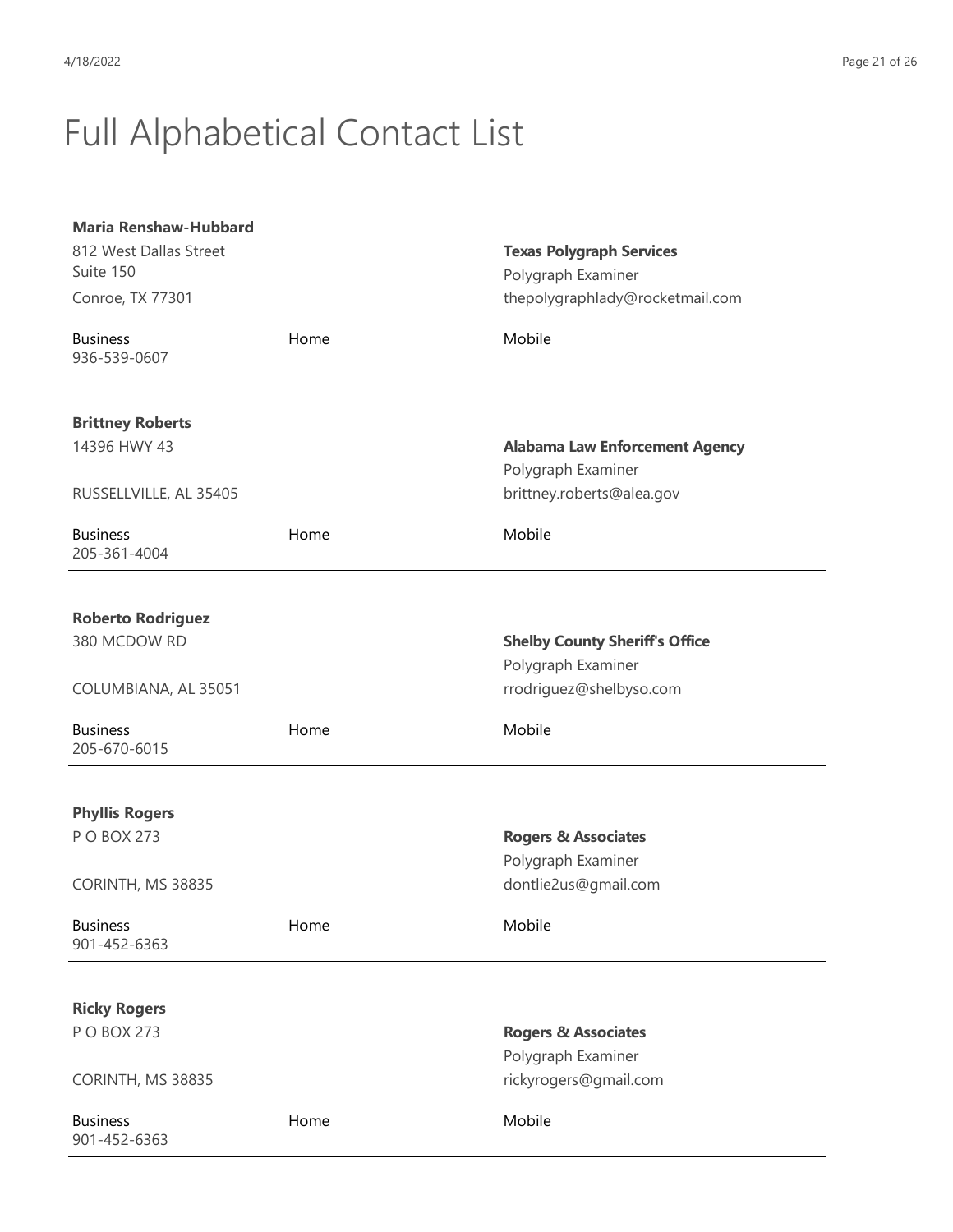# Full Alphabetical Contact List

**Maria Renshaw-Hubbard**
812 West Dallas Street
Suite 150
Conroe, TX 77301

**Texas Polygraph Services**
Polygraph Examiner
thepolygraphlady@rocketmail.com

| Business | Home | Mobile |
|---|---|---|
| 936-539-0607 | | |

---

**Brittney Roberts**
14396 HWY 43
RUSSELLVILLE, AL 35405

**Alabama Law Enforcement Agency**
Polygraph Examiner
brittney.roberts@alea.gov

| Business | Home | Mobile |
|---|---|---|
| 205-361-4004 | | |

---

**Roberto Rodriguez**
380 MCDOW RD
COLUMBIANA, AL 35051

**Shelby County Sheriff's Office**
Polygraph Examiner
rrodriguez@shelbyso.com

| Business | Home | Mobile |
|---|---|---|
| 205-670-6015 | | |

---

**Phyllis Rogers**
P O BOX 273
CORINTH, MS 38835

**Rogers & Associates**
Polygraph Examiner
dontlie2us@gmail.com

| Business | Home | Mobile |
|---|---|---|
| 901-452-6363 | | |

---

**Ricky Rogers**
P O BOX 273
CORINTH, MS 38835

**Rogers & Associates**
Polygraph Examiner
rickyrogers@gmail.com

| Business | Home | Mobile |
|---|---|---|
| 901-452-6363 | | |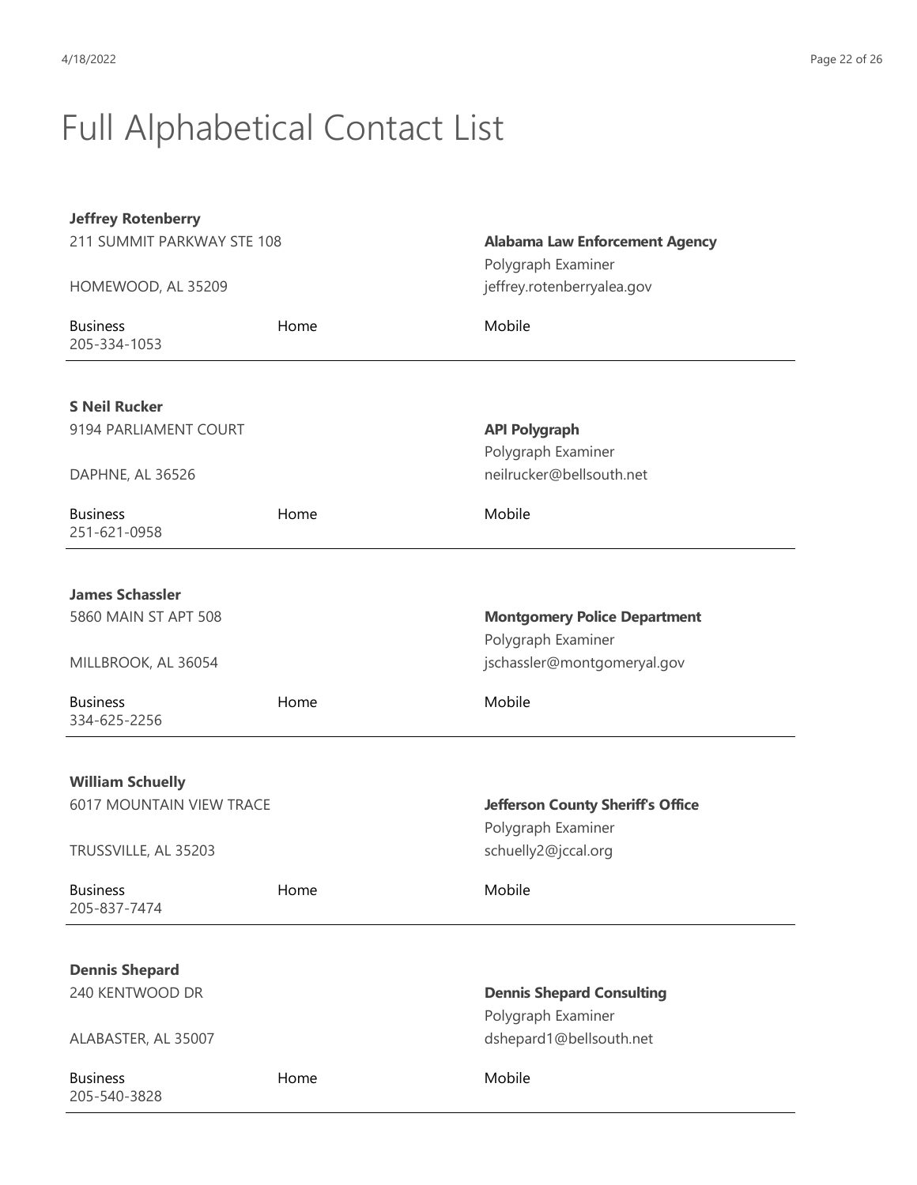# Full Alphabetical Contact List

**Jeffrey Rotenberry**
211 SUMMIT PARKWAY STE 108

HOMEWOOD, AL 35209

**Alabama Law Enforcement Agency**
Polygraph Examiner
jeffrey.rotenberryalea.gov

| Business | Home | Mobile |
|---|---|---|
| 205-334-1053 | | |

---

**S Neil Rucker**
9194 PARLIAMENT COURT

DAPHNE, AL 36526

**API Polygraph**
Polygraph Examiner
neilrucker@bellsouth.net

| Business | Home | Mobile |
|---|---|---|
| 251-621-0958 | | |

---

**James Schassler**
5860 MAIN ST APT 508

MILLBROOK, AL 36054

**Montgomery Police Department**
Polygraph Examiner
jschassler@montgomeryal.gov

| Business | Home | Mobile |
|---|---|---|
| 334-625-2256 | | |

---

**William Schuelly**
6017 MOUNTAIN VIEW TRACE

TRUSSVILLE, AL 35203

**Jefferson County Sheriff's Office**
Polygraph Examiner
schuelly2@jccal.org

| Business | Home | Mobile |
|---|---|---|
| 205-837-7474 | | |

---

**Dennis Shepard**
240 KENTWOOD DR

ALABASTER, AL 35007

**Dennis Shepard Consulting**
Polygraph Examiner
dshepard1@bellsouth.net

| Business | Home | Mobile |
|---|---|---|
| 205-540-3828 | | |

---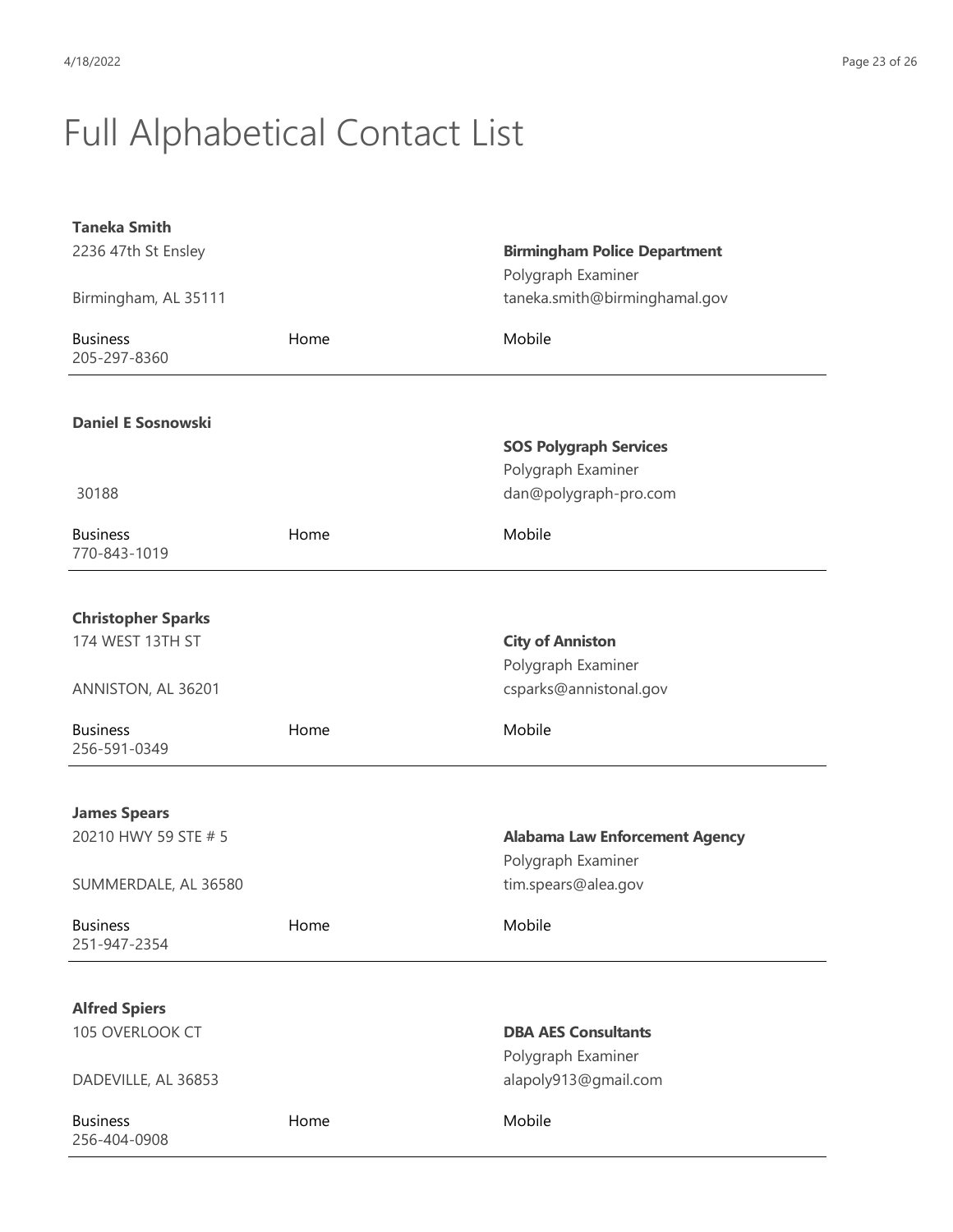# Full Alphabetical Contact List

**Taneka Smith**
2236 47th St Ensley
Birmingham, AL 35111

**Birmingham Police Department**
Polygraph Examiner
taneka.smith@birminghamal.gov

| Business | Home | Mobile |
|---|---|---|
| 205-297-8360 | | |

---

**Daniel E Sosnowski**
30188

**SOS Polygraph Services**
Polygraph Examiner
dan@polygraph-pro.com

| Business | Home | Mobile |
|---|---|---|
| 770-843-1019 | | |

---

**Christopher Sparks**
174 WEST 13TH ST
ANNISTON, AL 36201

**City of Anniston**
Polygraph Examiner
csparks@annistonal.gov

| Business | Home | Mobile |
|---|---|---|
| 256-591-0349 | | |

---

**James Spears**
20210 HWY 59 STE # 5
SUMMERDALE, AL 36580

**Alabama Law Enforcement Agency**
Polygraph Examiner
tim.spears@alea.gov

| Business | Home | Mobile |
|---|---|---|
| 251-947-2354 | | |

---

**Alfred Spiers**
105 OVERLOOK CT
DADEVILLE, AL 36853

**DBA AES Consultants**
Polygraph Examiner
alapoly913@gmail.com

| Business | Home | Mobile |
|---|---|---|
| 256-404-0908 | | |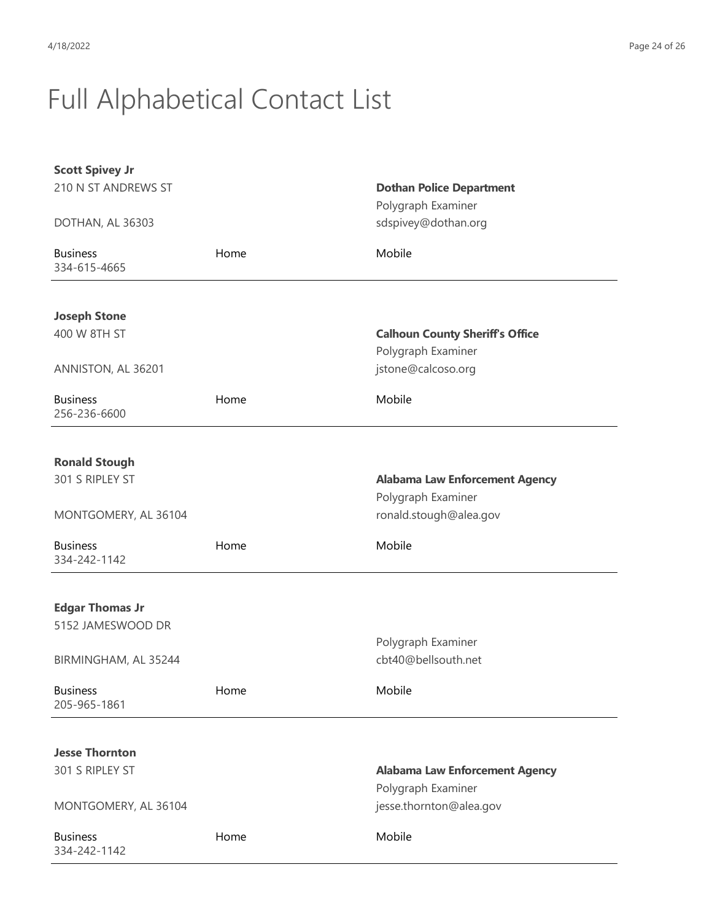# Full Alphabetical Contact List

**Scott Spivey Jr**
210 N ST ANDREWS ST
DOTHAN, AL 36303

**Dothan Police Department**
Polygraph Examiner
sdspivey@dothan.org

| Business | Home | Mobile |
| --- | --- | --- |
| 334-615-4665 | | |

---

**Joseph Stone**
400 W 8TH ST
ANNISTON, AL 36201

**Calhoun County Sheriff's Office**
Polygraph Examiner
jstone@calcoso.org

| Business | Home | Mobile |
| --- | --- | --- |
| 256-236-6600 | | |

---

**Ronald Stough**
301 S RIPLEY ST
MONTGOMERY, AL 36104

**Alabama Law Enforcement Agency**
Polygraph Examiner
ronald.stough@alea.gov

| Business | Home | Mobile |
| --- | --- | --- |
| 334-242-1142 | | |

---

**Edgar Thomas Jr**
5152 JAMESWOOD DR
BIRMINGHAM, AL 35244

Polygraph Examiner
cbt40@bellsouth.net

| Business | Home | Mobile |
| --- | --- | --- |
| 205-965-1861 | | |

---

**Jesse Thornton**
301 S RIPLEY ST
MONTGOMERY, AL 36104

**Alabama Law Enforcement Agency**
Polygraph Examiner
jesse.thornton@alea.gov

| Business | Home | Mobile |
| --- | --- | --- |
| 334-242-1142 | | |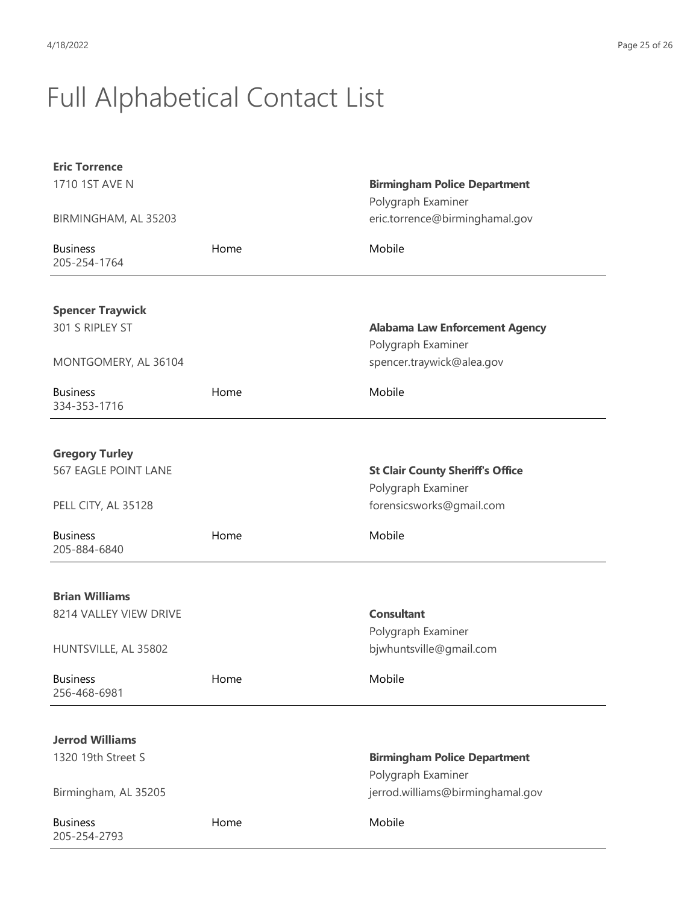# Full Alphabetical Contact List

**Eric Torrence**
1710 1ST AVE N

BIRMINGHAM, AL 35203

**Birmingham Police Department**
Polygraph Examiner
eric.torrence@birminghamal.gov

| Business | Home | Mobile |
|---|---|---|
| 205-254-1764 | | |

---

**Spencer Traywick**
301 S RIPLEY ST

MONTGOMERY, AL 36104

**Alabama Law Enforcement Agency**
Polygraph Examiner
spencer.traywick@alea.gov

| Business | Home | Mobile |
|---|---|---|
| 334-353-1716 | | |

---

**Gregory Turley**
567 EAGLE POINT LANE

PELL CITY, AL 35128

**St Clair County Sheriff's Office**
Polygraph Examiner
forensicsworks@gmail.com

| Business | Home | Mobile |
|---|---|---|
| 205-884-6840 | | |

---

**Brian Williams**
8214 VALLEY VIEW DRIVE

HUNTSVILLE, AL 35802

**Consultant**
Polygraph Examiner
bjwhuntsville@gmail.com

| Business | Home | Mobile |
|---|---|---|
| 256-468-6981 | | |

---

**Jerrod Williams**
1320 19th Street S

Birmingham, AL 35205

**Birmingham Police Department**
Polygraph Examiner
jerrod.williams@birminghamal.gov

| Business | Home | Mobile |
|---|---|---|
| 205-254-2793 | | |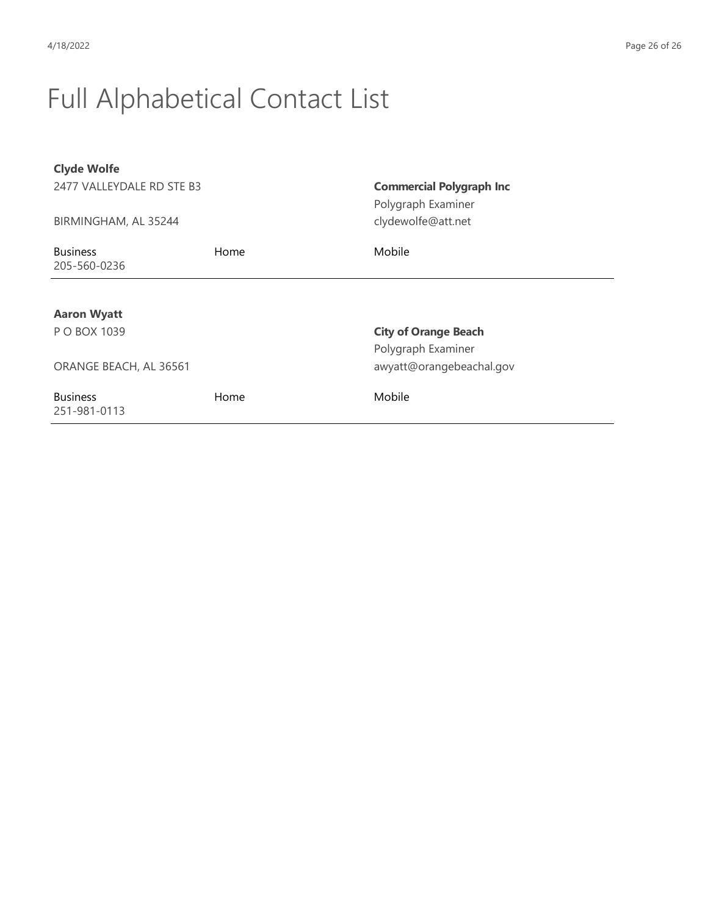# Full Alphabetical Contact List

**Clyde Wolfe**

2477 VALLEYDALE RD STE B3

BIRMINGHAM, AL 35244

**Commercial Polygraph Inc**

Polygraph Examiner

clydewolfe@att.net

| Business | Home | Mobile |
|---|---|---|
| 205-560-0236 | | |

---

**Aaron Wyatt**

P O BOX 1039

ORANGE BEACH, AL 36561

**City of Orange Beach**

Polygraph Examiner

awyatt@orangebeachal.gov

| Business | Home | Mobile |
|---|---|---|
| 251-981-0113 | | |

---